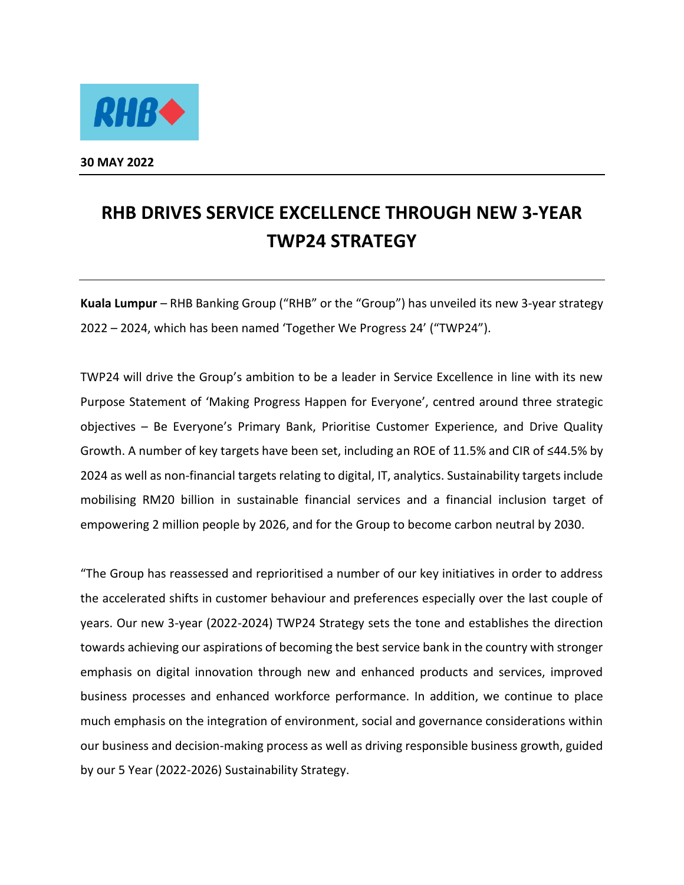**30 MAY 2022**

# RHB DRIVES SERVICE EXCELLENCE THROUGH NEW 3-YEAR TWP24 STRATEGY

**Kuala Lumpur** – RHB Banking Group ("RHB" or the "Group") has unveiled its new 3-year strategy 2022 – 2024, which has been named 'Together We Progress 24' ("TWP24").

TWP24 will drive the Group's ambition to be a leader in Service Excellence in line with its new Purpose Statement of 'Making Progress Happen for Everyone', centred around three strategic objectives – Be Everyone's Primary Bank, Prioritise Customer Experience, and Drive Quality Growth. A number of key targets have been set, including an ROE of 11.5% and CIR of ≤44.5% by 2024 as well as non-financial targets relating to digital, IT, analytics. Sustainability targets include mobilising RM20 billion in sustainable financial services and a financial inclusion target of empowering 2 million people by 2026, and for the Group to become carbon neutral by 2030.

"The Group has reassessed and reprioritised a number of our key initiatives in order to address the accelerated shifts in customer behaviour and preferences especially over the last couple of years. Our new 3-year (2022-2024) TWP24 Strategy sets the tone and establishes the direction towards achieving our aspirations of becoming the best service bank in the country with stronger emphasis on digital innovation through new and enhanced products and services, improved business processes and enhanced workforce performance. In addition, we continue to place much emphasis on the integration of environment, social and governance considerations within our business and decision-making process as well as driving responsible business growth, guided by our 5 Year (2022-2026) Sustainability Strategy.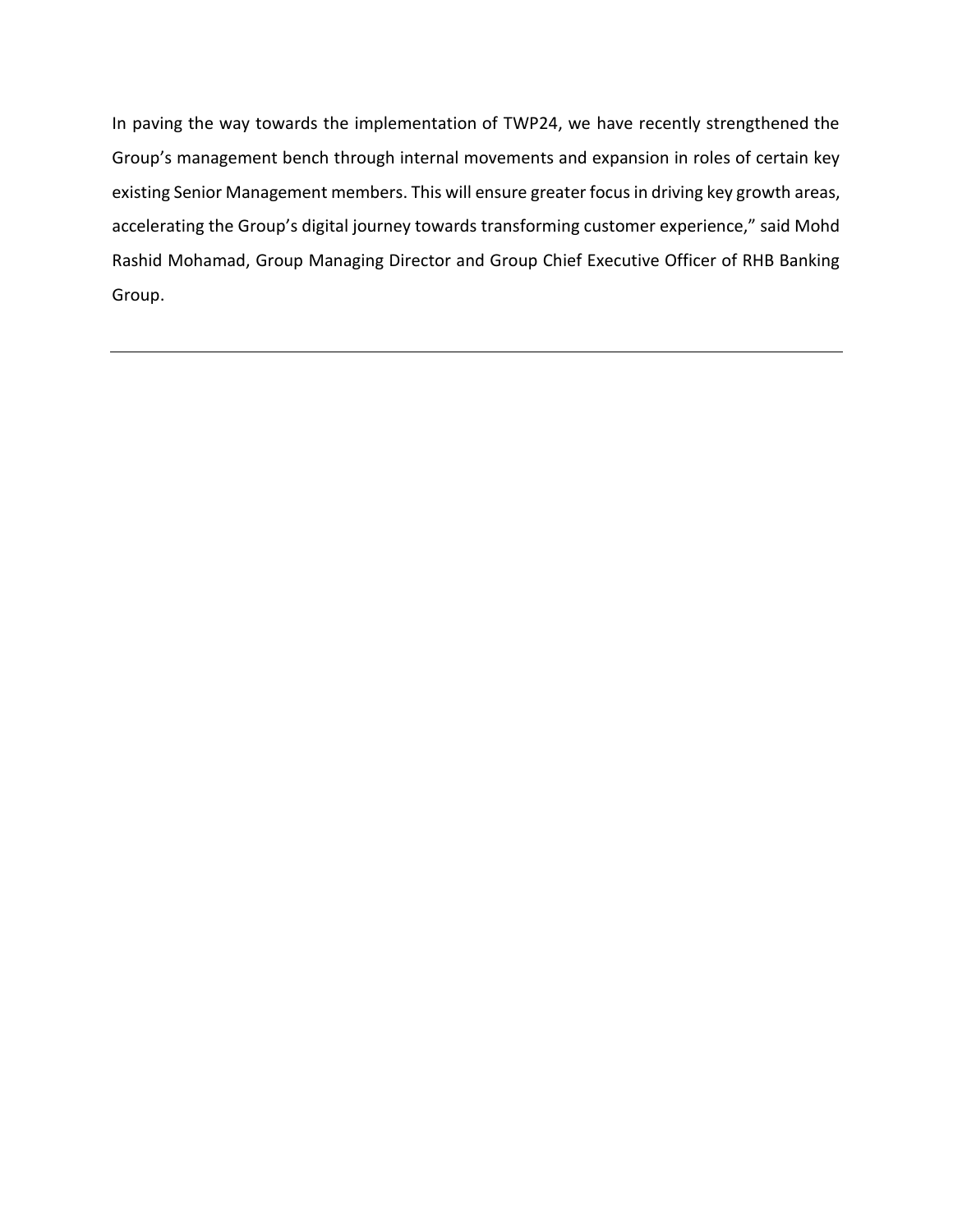In paving the way towards the implementation of TWP24, we have recently strengthened the Group's management bench through internal movements and expansion in roles of certain key existing Senior Management members. This will ensure greater focus in driving key growth areas, accelerating the Group's digital journey towards transforming customer experience," said Mohd Rashid Mohamad, Group Managing Director and Group Chief Executive Officer of RHB Banking Group.

---